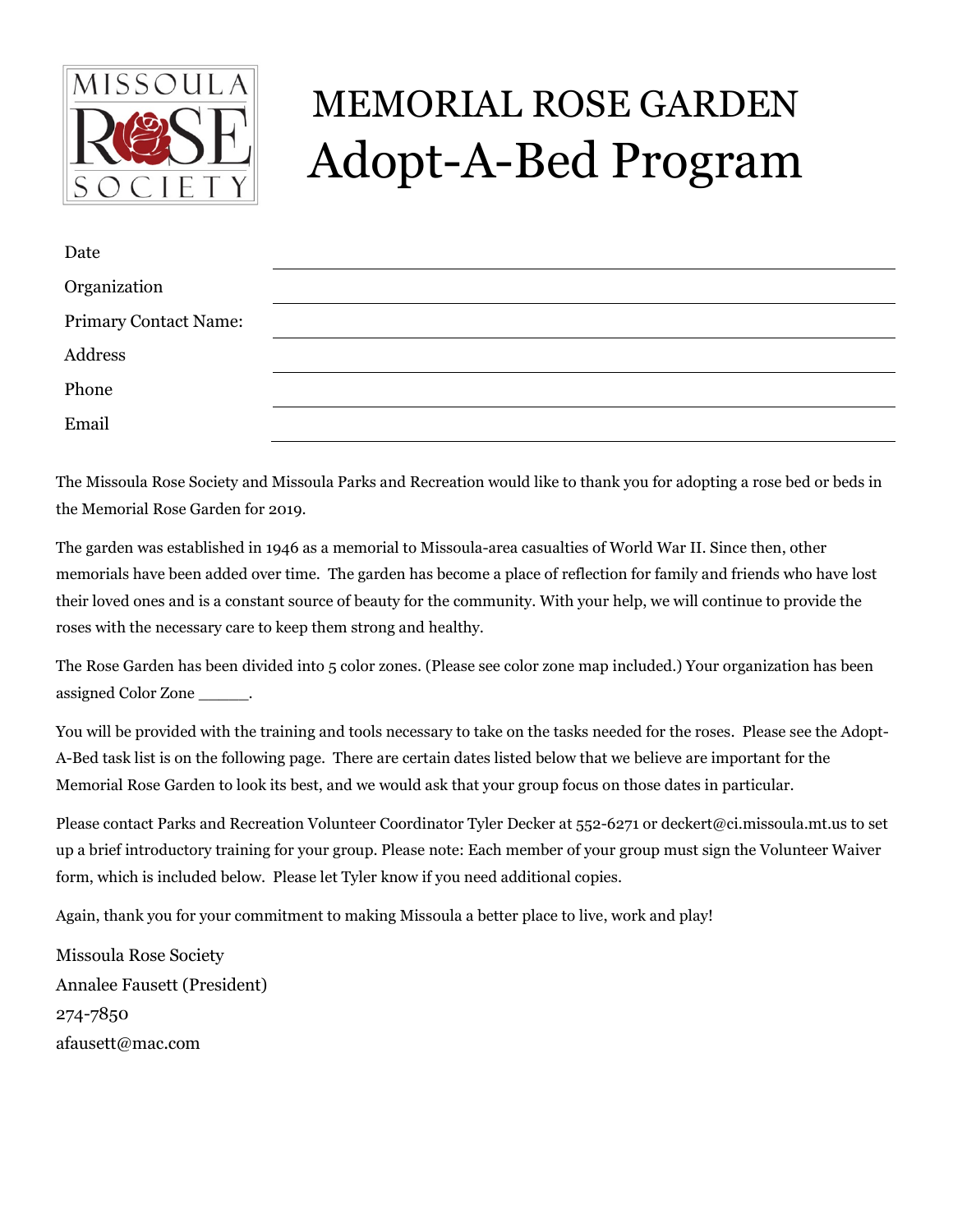# MEMORIAL ROSE GARDEN

# Adopt-A-Bed Program

| | |
|---|---|
| Date | |
| Organization | |
| Primary Contact Name: | |
| Address | |
| Phone | |
| Email | |

The Missoula Rose Society and Missoula Parks and Recreation would like to thank you for adopting a rose bed or beds in the Memorial Rose Garden for 2019.

The garden was established in 1946 as a memorial to Missoula-area casualties of World War II. Since then, other memorials have been added over time. The garden has become a place of reflection for family and friends who have lost their loved ones and is a constant source of beauty for the community. With your help, we will continue to provide the roses with the necessary care to keep them strong and healthy.

The Rose Garden has been divided into 5 color zones. (Please see color zone map included.) Your organization has been assigned Color Zone _____.

You will be provided with the training and tools necessary to take on the tasks needed for the roses. Please see the Adopt-A-Bed task list is on the following page. There are certain dates listed below that we believe are important for the Memorial Rose Garden to look its best, and we would ask that your group focus on those dates in particular.

Please contact Parks and Recreation Volunteer Coordinator Tyler Decker at 552-6271 or deckert@ci.missoula.mt.us to set up a brief introductory training for your group. Please note: Each member of your group must sign the Volunteer Waiver form, which is included below. Please let Tyler know if you need additional copies.

Again, thank you for your commitment to making Missoula a better place to live, work and play!

Missoula Rose Society
Annalee Fausett (President)
274-7850
afausett@mac.com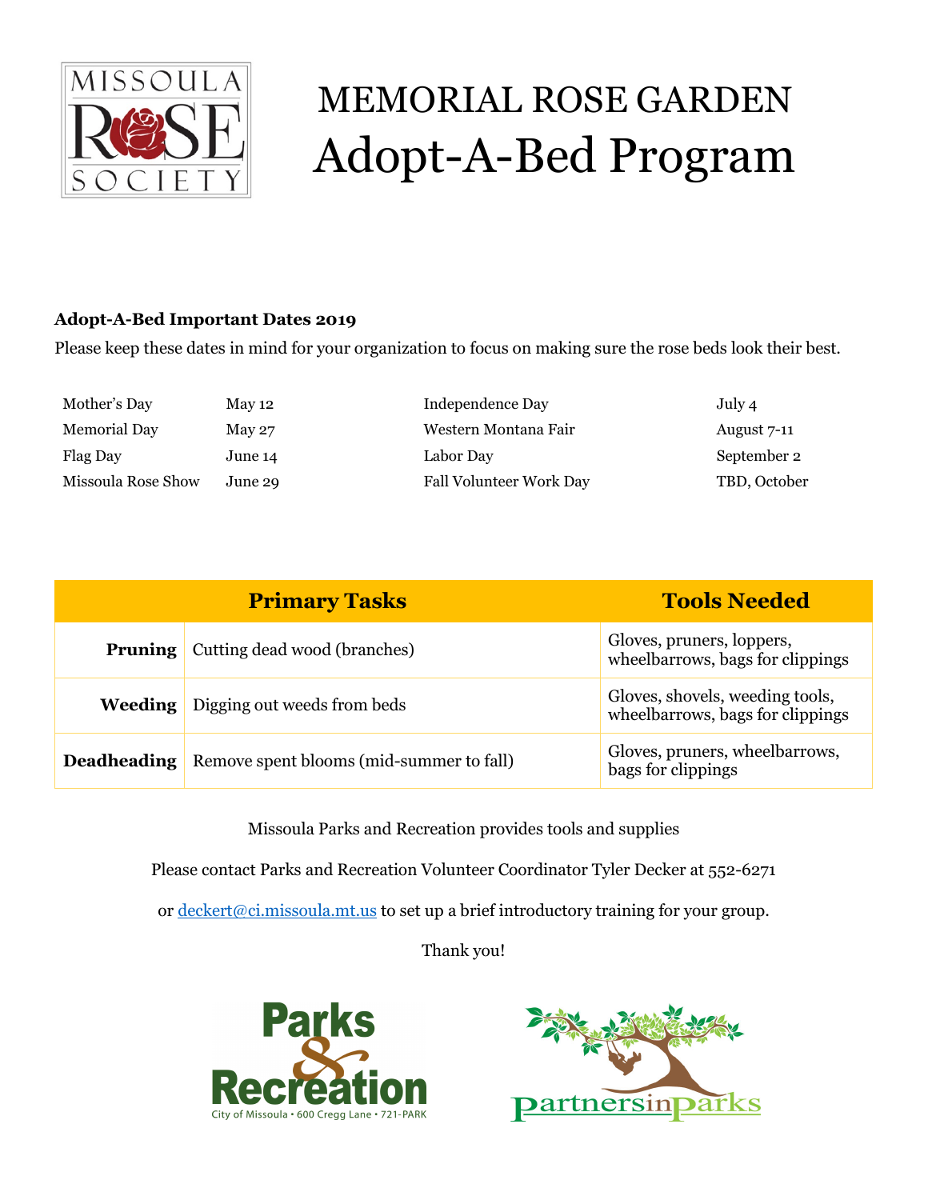# MEMORIAL ROSE GARDEN

# Adopt-A-Bed Program

**Adopt-A-Bed Important Dates 2019**

Please keep these dates in mind for your organization to focus on making sure the rose beds look their best.

| | | | |
|---|---|---|---|
| Mother's Day | May 12 | Independence Day | July 4 |
| Memorial Day | May 27 | Western Montana Fair | August 7-11 |
| Flag Day | June 14 | Labor Day | September 2 |
| Missoula Rose Show | June 29 | Fall Volunteer Work Day | TBD, October |

| Primary Tasks | | Tools Needed |
|---|---|---|
| **Pruning** | Cutting dead wood (branches) | Gloves, pruners, loppers, wheelbarrows, bags for clippings |
| **Weeding** | Digging out weeds from beds | Gloves, shovels, weeding tools, wheelbarrows, bags for clippings |
| **Deadheading** | Remove spent blooms (mid-summer to fall) | Gloves, pruners, wheelbarrows, bags for clippings |

Missoula Parks and Recreation provides tools and supplies

Please contact Parks and Recreation Volunteer Coordinator Tyler Decker at 552-6271

or deckert@ci.missoula.mt.us to set up a brief introductory training for your group.

Thank you!

Parks & Recreation
City of Missoula • 600 Cregg Lane • 721-PARK

partnersinparks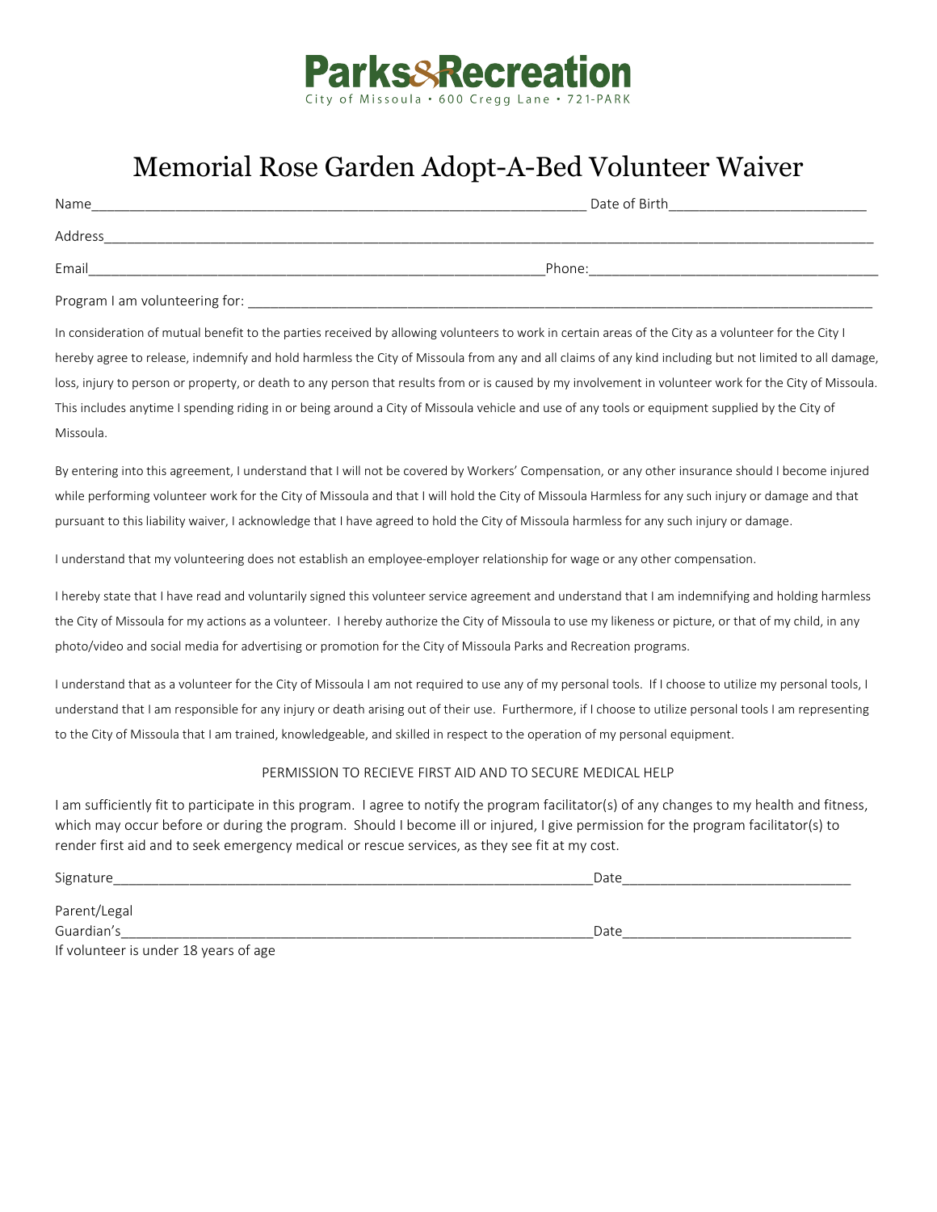Parks&Recreation
City of Missoula • 600 Cregg Lane • 721-PARK

# Memorial Rose Garden Adopt-A-Bed Volunteer Waiver

Name_______________________________________________ Date of Birth____________________

Address______________________________________________________________________

Email_____________________________________________Phone:_____________________________

Program I am volunteering for: _________________________________________________________

In consideration of mutual benefit to the parties received by allowing volunteers to work in certain areas of the City as a volunteer for the City I hereby agree to release, indemnify and hold harmless the City of Missoula from any and all claims of any kind including but not limited to all damage, loss, injury to person or property, or death to any person that results from or is caused by my involvement in volunteer work for the City of Missoula. This includes anytime I spending riding in or being around a City of Missoula vehicle and use of any tools or equipment supplied by the City of Missoula.

By entering into this agreement, I understand that I will not be covered by Workers' Compensation, or any other insurance should I become injured while performing volunteer work for the City of Missoula and that I will hold the City of Missoula Harmless for any such injury or damage and that pursuant to this liability waiver, I acknowledge that I have agreed to hold the City of Missoula harmless for any such injury or damage.

I understand that my volunteering does not establish an employee-employer relationship for wage or any other compensation.

I hereby state that I have read and voluntarily signed this volunteer service agreement and understand that I am indemnifying and holding harmless the City of Missoula for my actions as a volunteer. I hereby authorize the City of Missoula to use my likeness or picture, or that of my child, in any photo/video and social media for advertising or promotion for the City of Missoula Parks and Recreation programs.

I understand that as a volunteer for the City of Missoula I am not required to use any of my personal tools. If I choose to utilize my personal tools, I understand that I am responsible for any injury or death arising out of their use. Furthermore, if I choose to utilize personal tools I am representing to the City of Missoula that I am trained, knowledgeable, and skilled in respect to the operation of my personal equipment.

PERMISSION TO RECIEVE FIRST AID AND TO SECURE MEDICAL HELP

I am sufficiently fit to participate in this program. I agree to notify the program facilitator(s) of any changes to my health and fitness, which may occur before or during the program. Should I become ill or injured, I give permission for the program facilitator(s) to render first aid and to seek emergency medical or rescue services, as they see fit at my cost.

Signature_______________________________________________Date_______________________

Parent/Legal
Guardian's_______________________________________________Date_______________________
If volunteer is under 18 years of age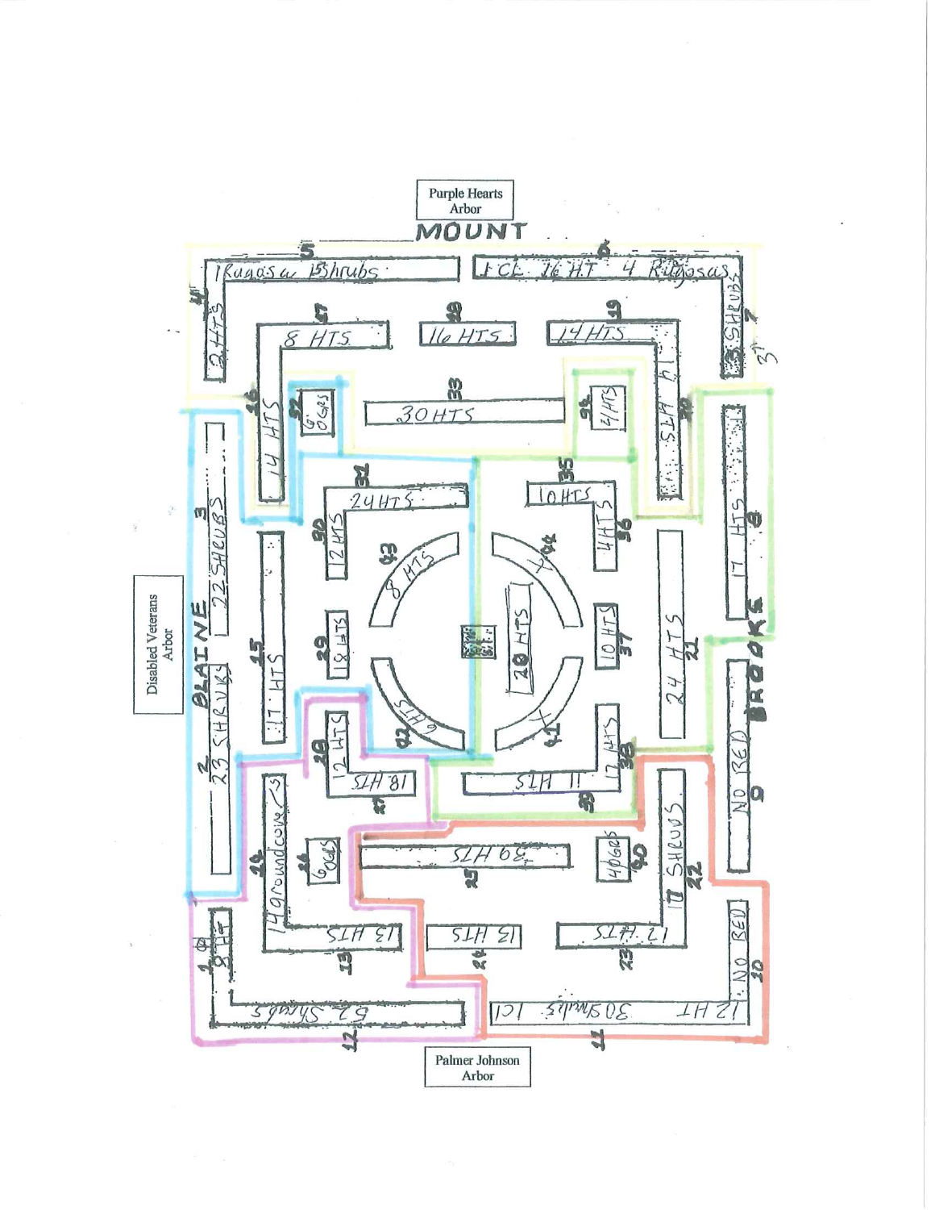Purple Hearts Arbor

MOUNT

Disabled Veterans Arbor

BLAINE

BROOKE

Palmer Johnson Arbor

5
1 Rugosa 13 Shrubs

6
FCL 16 HT 4 Rugosas

4
2 HTS

7
3 Shrubs

17
8 HTS

18
16 HTS

19
14 HTS

16
14 HTS

32
6 GRS

33
30 HTS

34
4 HTS

20
14 HTS

3
22 SHRUBS

8
17 HTS

31
24 HTS

35
10 HTS

30
12 HTS

36
4 HTS

15
17 HTS

43
8 HTS

44

29
18 HTS

20 HTS

37
10 HTS

21
24 HTS

2
23 SHRUBS

42
6 HTS

41

28
12 HTS

27
18 HTS

11 HTS

39

38
17 HTS

9
NO RED

14
14 groundcover

26
6 GRS

25
39 HTS

40
4 GRS

22
17 SHRUBS

1
2 HT

13
13 HTS

24
13 HTS

23
17 HTS

10
NO RED

12
52 Shrubs

11
FCL 30 Shrubs 12 HT